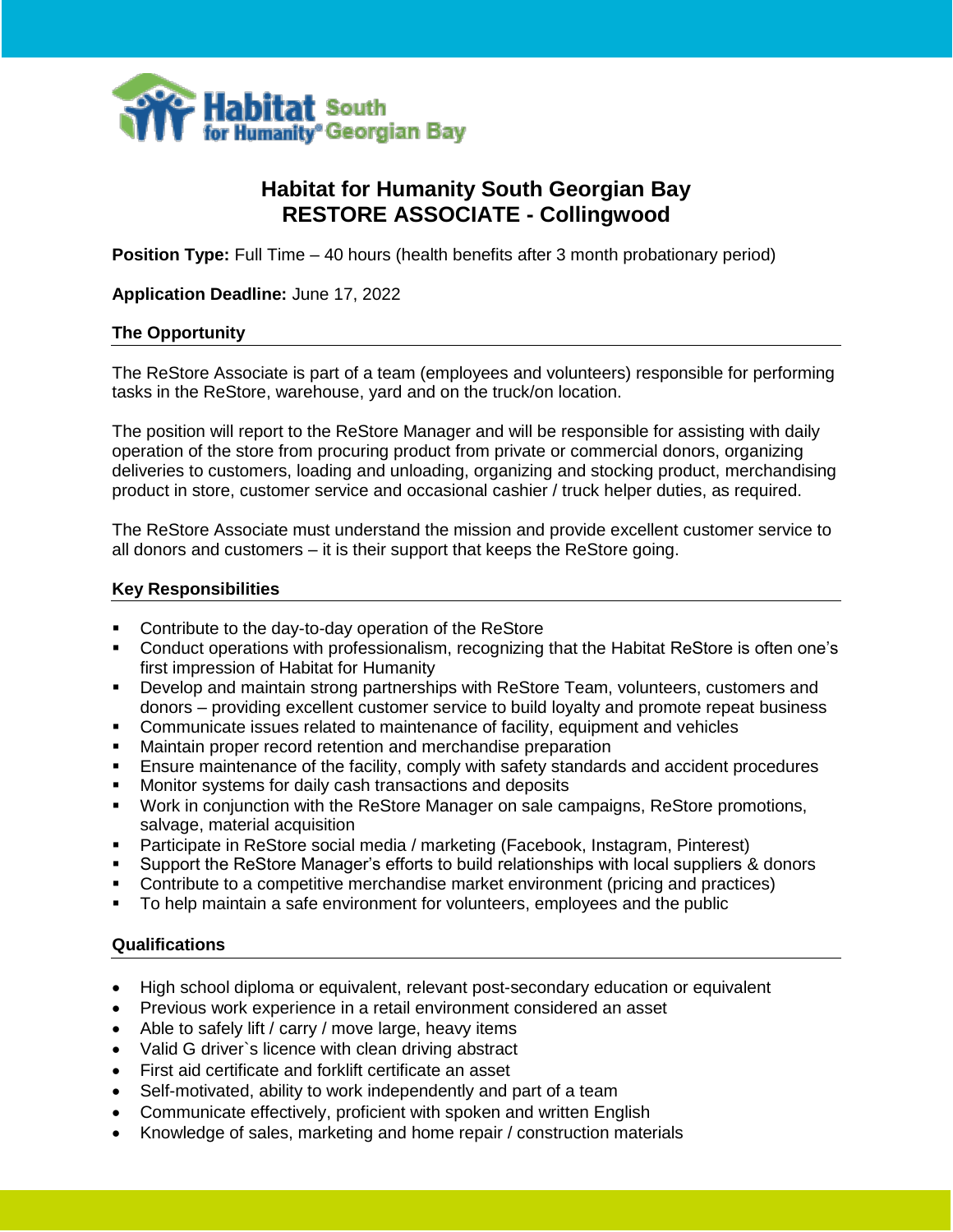# Habitat for Humanity South Georgian Bay
# RESTORE ASSOCIATE - Collingwood

**Position Type:** Full Time – 40 hours (health benefits after 3 month probationary period)

**Application Deadline:** June 17, 2022

## The Opportunity

The ReStore Associate is part of a team (employees and volunteers) responsible for performing tasks in the ReStore, warehouse, yard and on the truck/on location.

The position will report to the ReStore Manager and will be responsible for assisting with daily operation of the store from procuring product from private or commercial donors, organizing deliveries to customers, loading and unloading, organizing and stocking product, merchandising product in store, customer service and occasional cashier / truck helper duties, as required.

The ReStore Associate must understand the mission and provide excellent customer service to all donors and customers – it is their support that keeps the ReStore going.

## Key Responsibilities

- Contribute to the day-to-day operation of the ReStore
- Conduct operations with professionalism, recognizing that the Habitat ReStore is often one's first impression of Habitat for Humanity
- Develop and maintain strong partnerships with ReStore Team, volunteers, customers and donors – providing excellent customer service to build loyalty and promote repeat business
- Communicate issues related to maintenance of facility, equipment and vehicles
- Maintain proper record retention and merchandise preparation
- Ensure maintenance of the facility, comply with safety standards and accident procedures
- Monitor systems for daily cash transactions and deposits
- Work in conjunction with the ReStore Manager on sale campaigns, ReStore promotions, salvage, material acquisition
- Participate in ReStore social media / marketing (Facebook, Instagram, Pinterest)
- Support the ReStore Manager's efforts to build relationships with local suppliers & donors
- Contribute to a competitive merchandise market environment (pricing and practices)
- To help maintain a safe environment for volunteers, employees and the public

## Qualifications

- High school diploma or equivalent, relevant post-secondary education or equivalent
- Previous work experience in a retail environment considered an asset
- Able to safely lift / carry / move large, heavy items
- Valid G driver`s licence with clean driving abstract
- First aid certificate and forklift certificate an asset
- Self-motivated, ability to work independently and part of a team
- Communicate effectively, proficient with spoken and written English
- Knowledge of sales, marketing and home repair / construction materials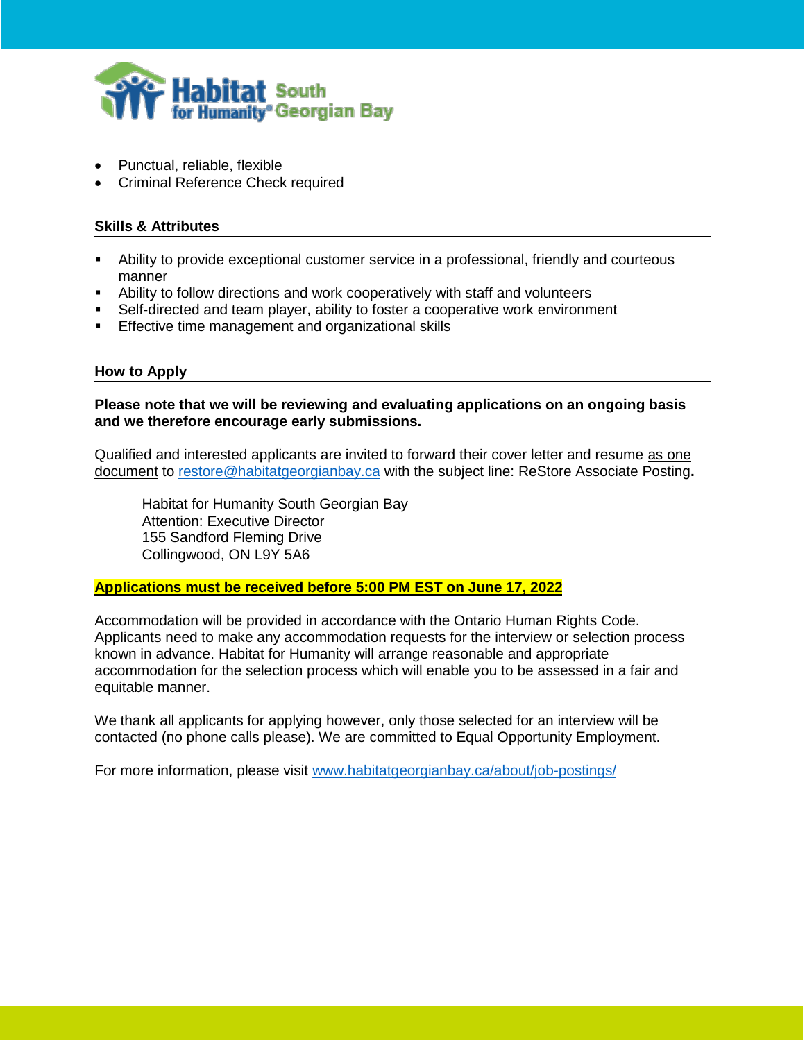- Punctual, reliable, flexible
- Criminal Reference Check required

## Skills & Attributes

- Ability to provide exceptional customer service in a professional, friendly and courteous manner
- Ability to follow directions and work cooperatively with staff and volunteers
- Self-directed and team player, ability to foster a cooperative work environment
- Effective time management and organizational skills

## How to Apply

**Please note that we will be reviewing and evaluating applications on an ongoing basis and we therefore encourage early submissions.**

Qualified and interested applicants are invited to forward their cover letter and resume as one document to restore@habitatgeorgianbay.ca with the subject line: ReStore Associate Posting**.**

> Habitat for Humanity South Georgian Bay
> Attention: Executive Director
> 155 Sandford Fleming Drive
> Collingwood, ON L9Y 5A6

**Applications must be received before 5:00 PM EST on June 17, 2022**

Accommodation will be provided in accordance with the Ontario Human Rights Code. Applicants need to make any accommodation requests for the interview or selection process known in advance. Habitat for Humanity will arrange reasonable and appropriate accommodation for the selection process which will enable you to be assessed in a fair and equitable manner.

We thank all applicants for applying however, only those selected for an interview will be contacted (no phone calls please). We are committed to Equal Opportunity Employment.

For more information, please visit www.habitatgeorgianbay.ca/about/job-postings/